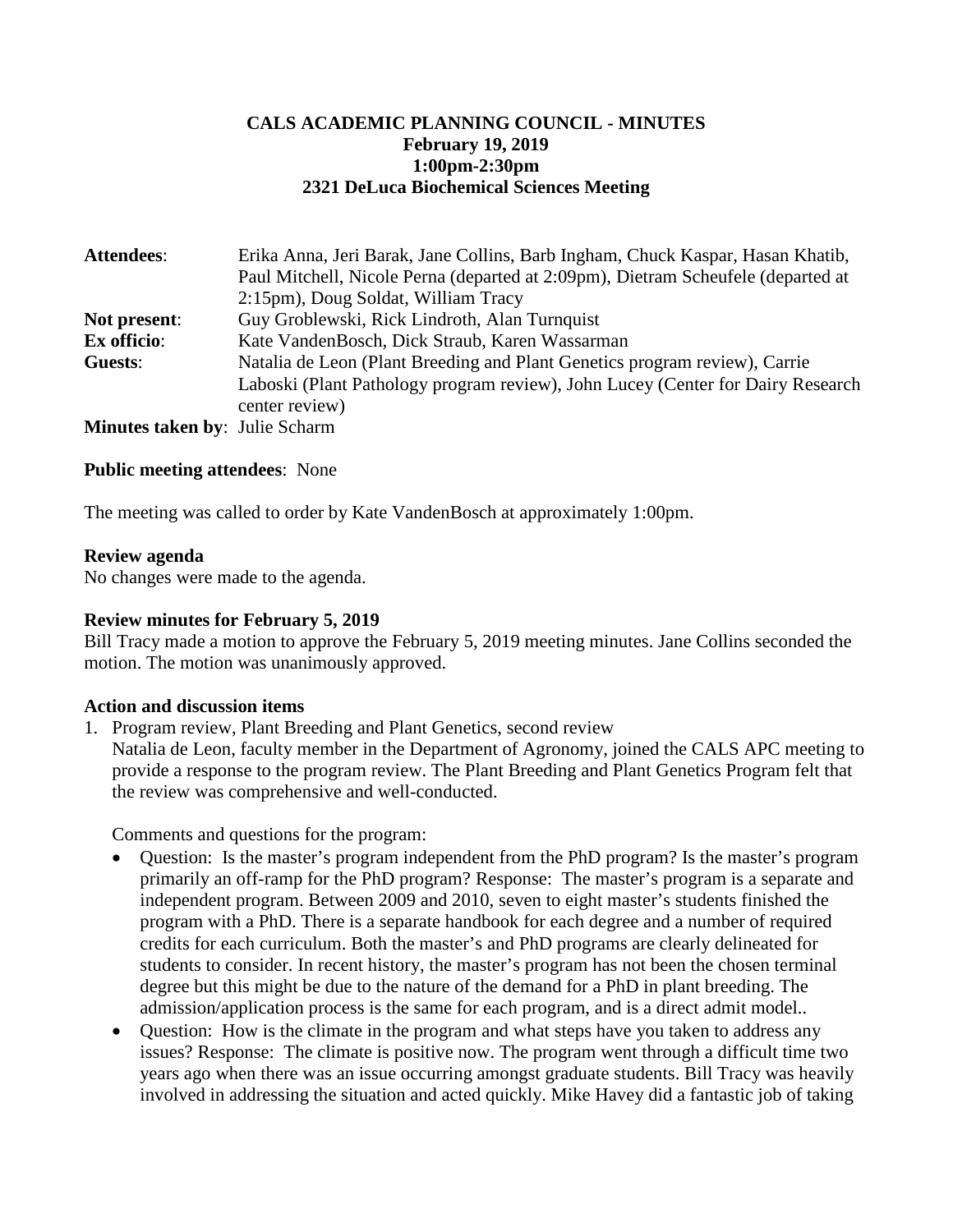**CALS ACADEMIC PLANNING COUNCIL - MINUTES**
**February 19, 2019**
**1:00pm-2:30pm**
**2321 DeLuca Biochemical Sciences Meeting**

**Attendees**: Erika Anna, Jeri Barak, Jane Collins, Barb Ingham, Chuck Kaspar, Hasan Khatib, Paul Mitchell, Nicole Perna (departed at 2:09pm), Dietram Scheufele (departed at 2:15pm), Doug Soldat, William Tracy

**Not present**: Guy Groblewski, Rick Lindroth, Alan Turnquist

**Ex officio**: Kate VandenBosch, Dick Straub, Karen Wassarman

**Guests**: Natalia de Leon (Plant Breeding and Plant Genetics program review), Carrie Laboski (Plant Pathology program review), John Lucey (Center for Dairy Research center review)

**Minutes taken by**: Julie Scharm

**Public meeting attendees**: None

The meeting was called to order by Kate VandenBosch at approximately 1:00pm.

**Review agenda**

No changes were made to the agenda.

**Review minutes for February 5, 2019**

Bill Tracy made a motion to approve the February 5, 2019 meeting minutes. Jane Collins seconded the motion. The motion was unanimously approved.

**Action and discussion items**

1. Program review, Plant Breeding and Plant Genetics, second review
   Natalia de Leon, faculty member in the Department of Agronomy, joined the CALS APC meeting to provide a response to the program review. The Plant Breeding and Plant Genetics Program felt that the review was comprehensive and well-conducted.

   Comments and questions for the program:

   - Question: Is the master's program independent from the PhD program? Is the master's program primarily an off-ramp for the PhD program? Response: The master's program is a separate and independent program. Between 2009 and 2010, seven to eight master's students finished the program with a PhD. There is a separate handbook for each degree and a number of required credits for each curriculum. Both the master's and PhD programs are clearly delineated for students to consider. In recent history, the master's program has not been the chosen terminal degree but this might be due to the nature of the demand for a PhD in plant breeding. The admission/application process is the same for each program, and is a direct admit model..
   - Question: How is the climate in the program and what steps have you taken to address any issues? Response: The climate is positive now. The program went through a difficult time two years ago when there was an issue occurring amongst graduate students. Bill Tracy was heavily involved in addressing the situation and acted quickly. Mike Havey did a fantastic job of taking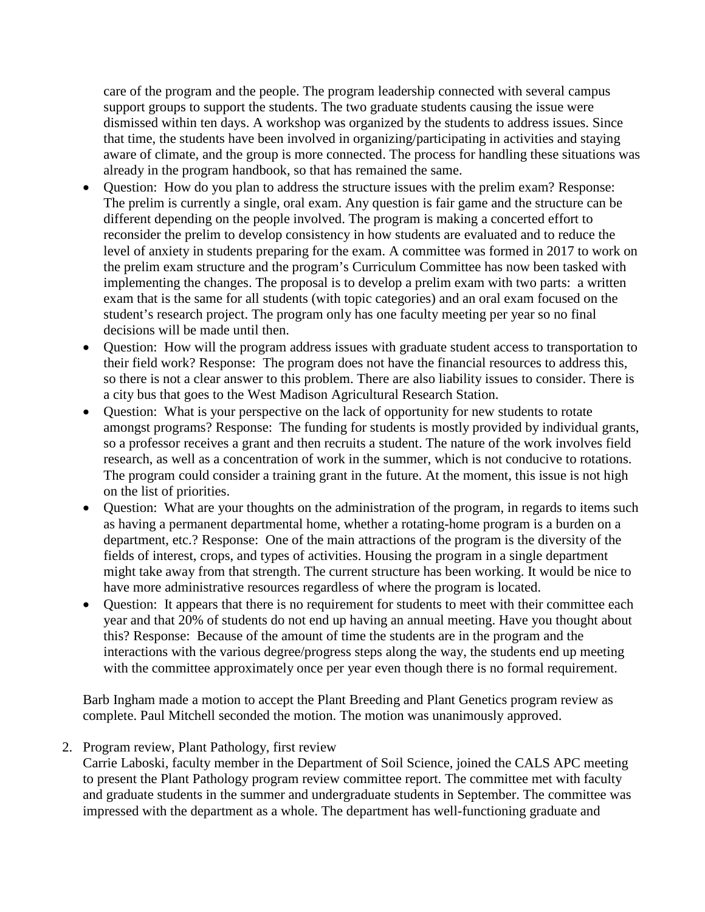care of the program and the people. The program leadership connected with several campus support groups to support the students. The two graduate students causing the issue were dismissed within ten days. A workshop was organized by the students to address issues. Since that time, the students have been involved in organizing/participating in activities and staying aware of climate, and the group is more connected. The process for handling these situations was already in the program handbook, so that has remained the same.

- Question: How do you plan to address the structure issues with the prelim exam? Response: The prelim is currently a single, oral exam. Any question is fair game and the structure can be different depending on the people involved. The program is making a concerted effort to reconsider the prelim to develop consistency in how students are evaluated and to reduce the level of anxiety in students preparing for the exam. A committee was formed in 2017 to work on the prelim exam structure and the program's Curriculum Committee has now been tasked with implementing the changes. The proposal is to develop a prelim exam with two parts: a written exam that is the same for all students (with topic categories) and an oral exam focused on the student's research project. The program only has one faculty meeting per year so no final decisions will be made until then.
- Question: How will the program address issues with graduate student access to transportation to their field work? Response: The program does not have the financial resources to address this, so there is not a clear answer to this problem. There are also liability issues to consider. There is a city bus that goes to the West Madison Agricultural Research Station.
- Question: What is your perspective on the lack of opportunity for new students to rotate amongst programs? Response: The funding for students is mostly provided by individual grants, so a professor receives a grant and then recruits a student. The nature of the work involves field research, as well as a concentration of work in the summer, which is not conducive to rotations. The program could consider a training grant in the future. At the moment, this issue is not high on the list of priorities.
- Question: What are your thoughts on the administration of the program, in regards to items such as having a permanent departmental home, whether a rotating-home program is a burden on a department, etc.? Response: One of the main attractions of the program is the diversity of the fields of interest, crops, and types of activities. Housing the program in a single department might take away from that strength. The current structure has been working. It would be nice to have more administrative resources regardless of where the program is located.
- Question: It appears that there is no requirement for students to meet with their committee each year and that 20% of students do not end up having an annual meeting. Have you thought about this? Response: Because of the amount of time the students are in the program and the interactions with the various degree/progress steps along the way, the students end up meeting with the committee approximately once per year even though there is no formal requirement.

Barb Ingham made a motion to accept the Plant Breeding and Plant Genetics program review as complete. Paul Mitchell seconded the motion. The motion was unanimously approved.

2. Program review, Plant Pathology, first review
Carrie Laboski, faculty member in the Department of Soil Science, joined the CALS APC meeting to present the Plant Pathology program review committee report. The committee met with faculty and graduate students in the summer and undergraduate students in September. The committee was impressed with the department as a whole. The department has well-functioning graduate and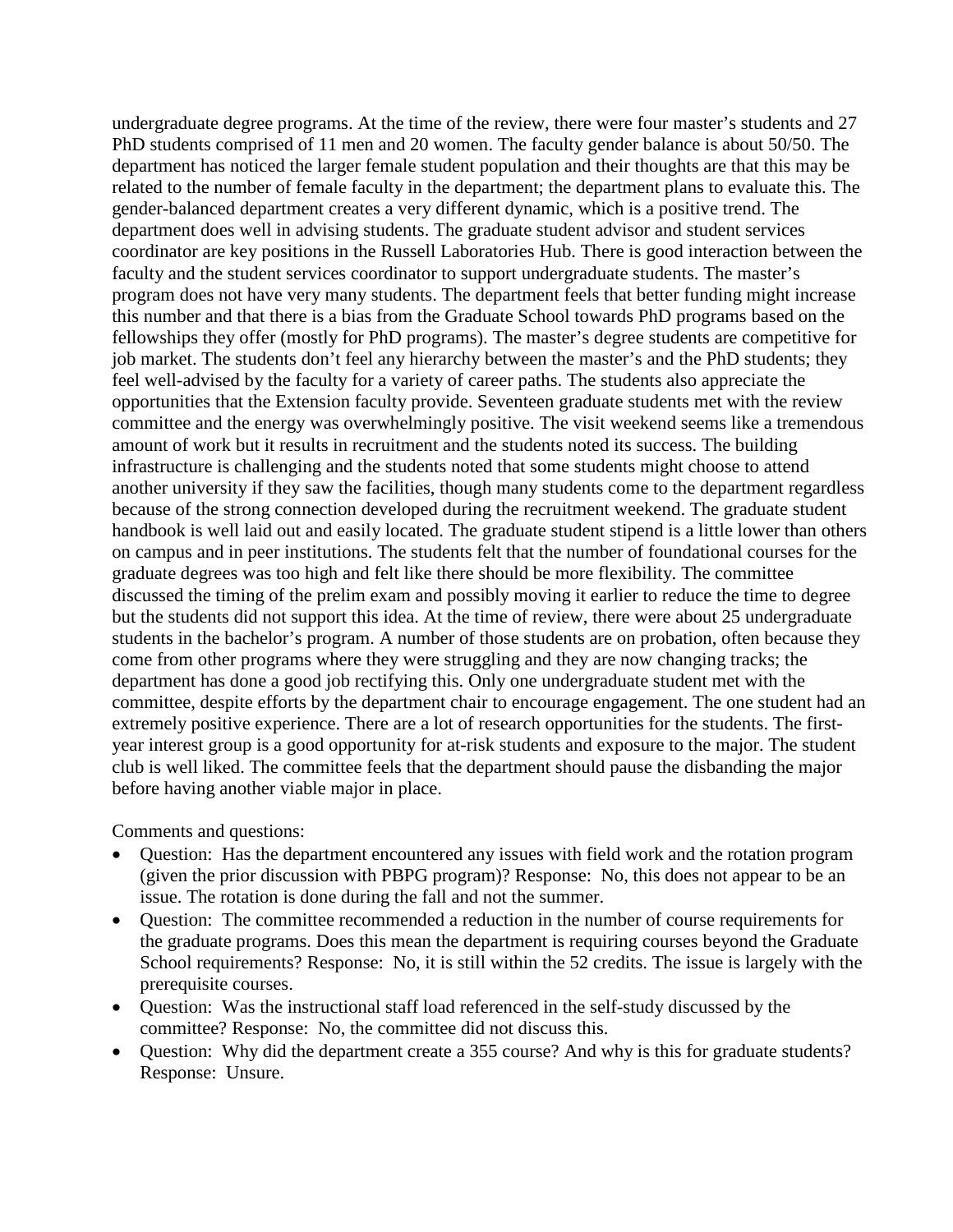undergraduate degree programs. At the time of the review, there were four master's students and 27 PhD students comprised of 11 men and 20 women. The faculty gender balance is about 50/50. The department has noticed the larger female student population and their thoughts are that this may be related to the number of female faculty in the department; the department plans to evaluate this. The gender-balanced department creates a very different dynamic, which is a positive trend. The department does well in advising students. The graduate student advisor and student services coordinator are key positions in the Russell Laboratories Hub. There is good interaction between the faculty and the student services coordinator to support undergraduate students. The master's program does not have very many students. The department feels that better funding might increase this number and that there is a bias from the Graduate School towards PhD programs based on the fellowships they offer (mostly for PhD programs). The master's degree students are competitive for job market. The students don't feel any hierarchy between the master's and the PhD students; they feel well-advised by the faculty for a variety of career paths. The students also appreciate the opportunities that the Extension faculty provide. Seventeen graduate students met with the review committee and the energy was overwhelmingly positive. The visit weekend seems like a tremendous amount of work but it results in recruitment and the students noted its success. The building infrastructure is challenging and the students noted that some students might choose to attend another university if they saw the facilities, though many students come to the department regardless because of the strong connection developed during the recruitment weekend. The graduate student handbook is well laid out and easily located. The graduate student stipend is a little lower than others on campus and in peer institutions. The students felt that the number of foundational courses for the graduate degrees was too high and felt like there should be more flexibility. The committee discussed the timing of the prelim exam and possibly moving it earlier to reduce the time to degree but the students did not support this idea. At the time of review, there were about 25 undergraduate students in the bachelor's program. A number of those students are on probation, often because they come from other programs where they were struggling and they are now changing tracks; the department has done a good job rectifying this. Only one undergraduate student met with the committee, despite efforts by the department chair to encourage engagement. The one student had an extremely positive experience. There are a lot of research opportunities for the students. The first-year interest group is a good opportunity for at-risk students and exposure to the major. The student club is well liked. The committee feels that the department should pause the disbanding the major before having another viable major in place.

Comments and questions:

- Question: Has the department encountered any issues with field work and the rotation program (given the prior discussion with PBPG program)? Response: No, this does not appear to be an issue. The rotation is done during the fall and not the summer.
- Question: The committee recommended a reduction in the number of course requirements for the graduate programs. Does this mean the department is requiring courses beyond the Graduate School requirements? Response: No, it is still within the 52 credits. The issue is largely with the prerequisite courses.
- Question: Was the instructional staff load referenced in the self-study discussed by the committee? Response: No, the committee did not discuss this.
- Question: Why did the department create a 355 course? And why is this for graduate students? Response: Unsure.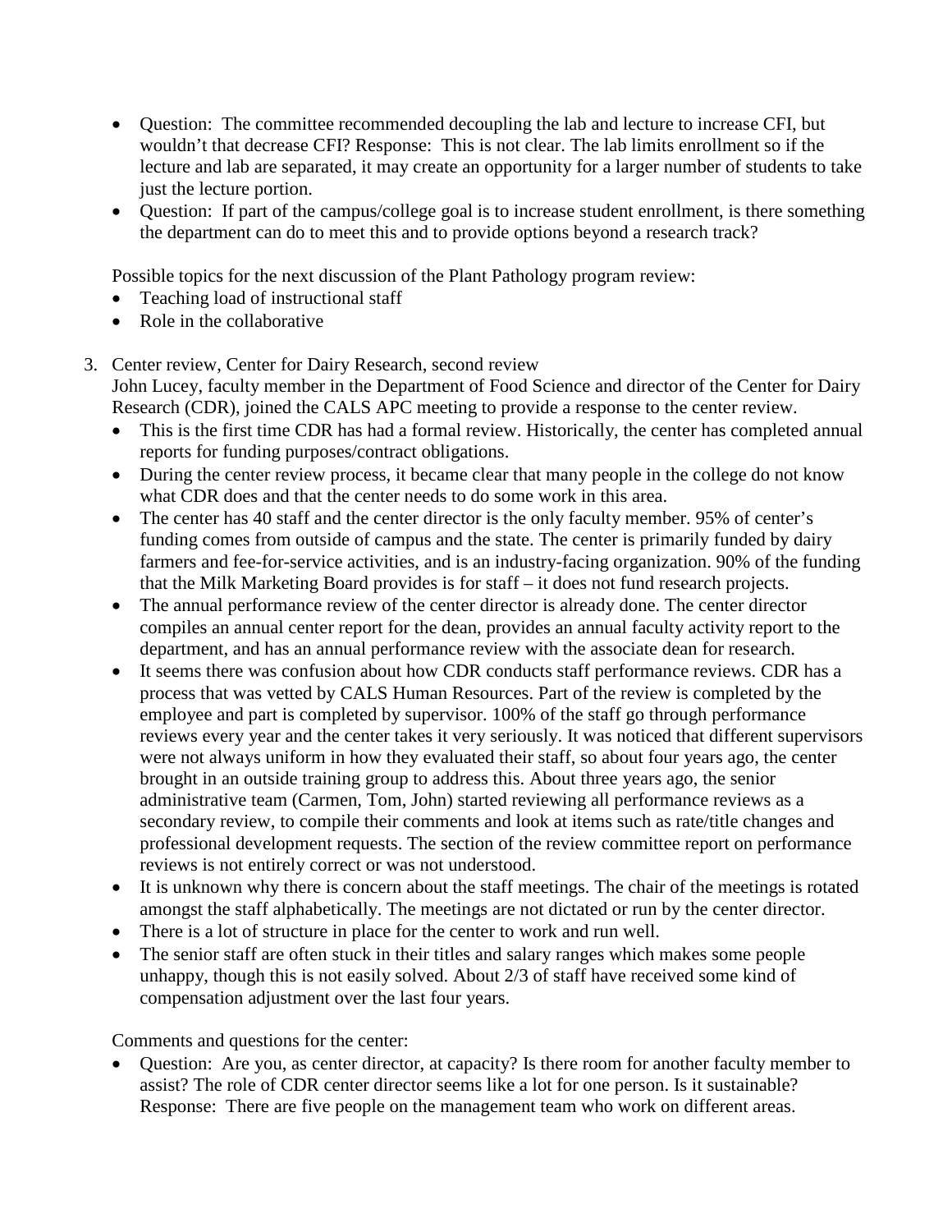- Question: The committee recommended decoupling the lab and lecture to increase CFI, but wouldn't that decrease CFI? Response: This is not clear. The lab limits enrollment so if the lecture and lab are separated, it may create an opportunity for a larger number of students to take just the lecture portion.
- Question: If part of the campus/college goal is to increase student enrollment, is there something the department can do to meet this and to provide options beyond a research track?

Possible topics for the next discussion of the Plant Pathology program review:

- Teaching load of instructional staff
- Role in the collaborative

3. Center review, Center for Dairy Research, second review

   John Lucey, faculty member in the Department of Food Science and director of the Center for Dairy Research (CDR), joined the CALS APC meeting to provide a response to the center review.

   - This is the first time CDR has had a formal review. Historically, the center has completed annual reports for funding purposes/contract obligations.
   - During the center review process, it became clear that many people in the college do not know what CDR does and that the center needs to do some work in this area.
   - The center has 40 staff and the center director is the only faculty member. 95% of center's funding comes from outside of campus and the state. The center is primarily funded by dairy farmers and fee-for-service activities, and is an industry-facing organization. 90% of the funding that the Milk Marketing Board provides is for staff – it does not fund research projects.
   - The annual performance review of the center director is already done. The center director compiles an annual center report for the dean, provides an annual faculty activity report to the department, and has an annual performance review with the associate dean for research.
   - It seems there was confusion about how CDR conducts staff performance reviews. CDR has a process that was vetted by CALS Human Resources. Part of the review is completed by the employee and part is completed by supervisor. 100% of the staff go through performance reviews every year and the center takes it very seriously. It was noticed that different supervisors were not always uniform in how they evaluated their staff, so about four years ago, the center brought in an outside training group to address this. About three years ago, the senior administrative team (Carmen, Tom, John) started reviewing all performance reviews as a secondary review, to compile their comments and look at items such as rate/title changes and professional development requests. The section of the review committee report on performance reviews is not entirely correct or was not understood.
   - It is unknown why there is concern about the staff meetings. The chair of the meetings is rotated amongst the staff alphabetically. The meetings are not dictated or run by the center director.
   - There is a lot of structure in place for the center to work and run well.
   - The senior staff are often stuck in their titles and salary ranges which makes some people unhappy, though this is not easily solved. About 2/3 of staff have received some kind of compensation adjustment over the last four years.

   Comments and questions for the center:

   - Question: Are you, as center director, at capacity? Is there room for another faculty member to assist? The role of CDR center director seems like a lot for one person. Is it sustainable? Response: There are five people on the management team who work on different areas.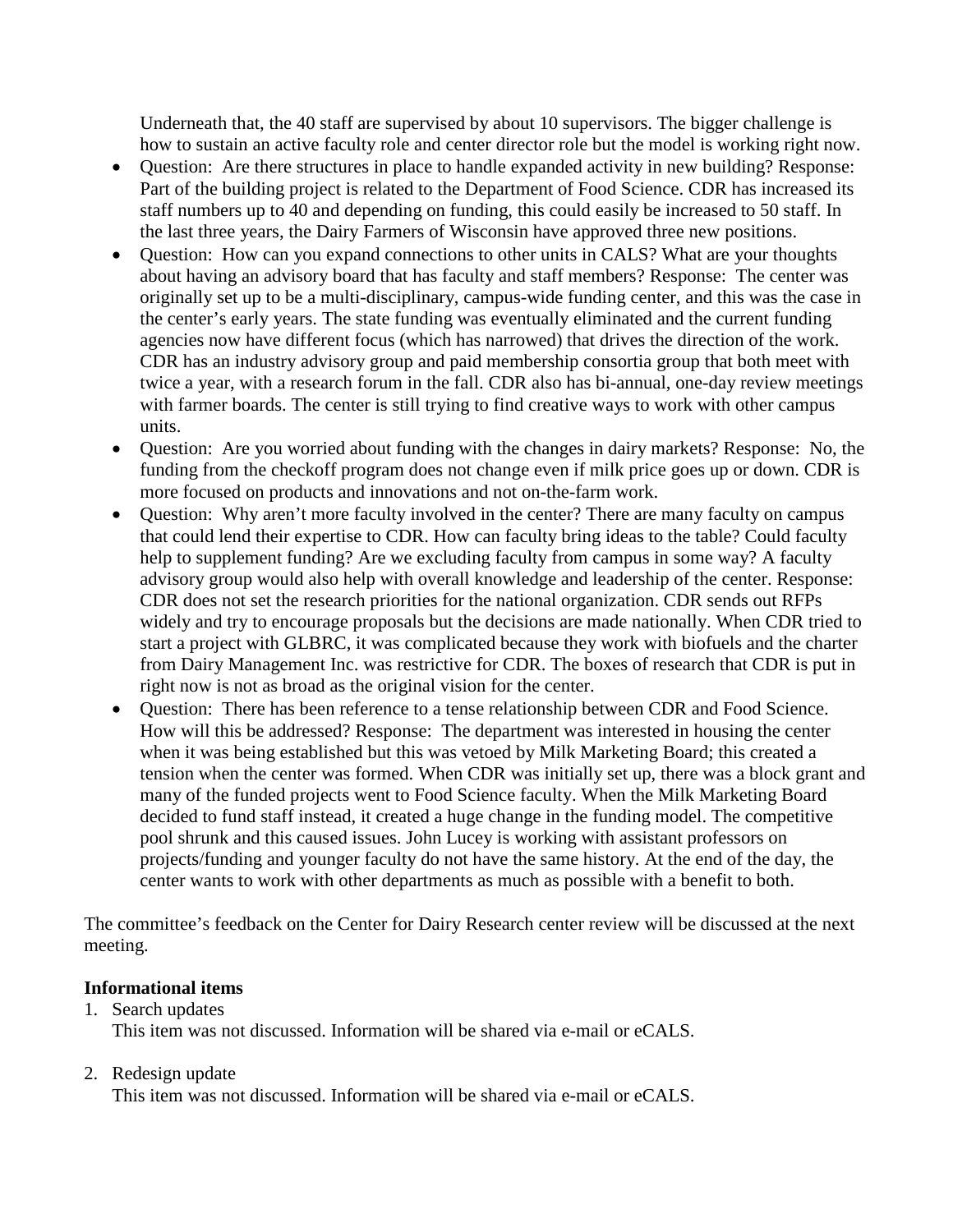Underneath that, the 40 staff are supervised by about 10 supervisors. The bigger challenge is how to sustain an active faculty role and center director role but the model is working right now.

- Question: Are there structures in place to handle expanded activity in new building? Response: Part of the building project is related to the Department of Food Science. CDR has increased its staff numbers up to 40 and depending on funding, this could easily be increased to 50 staff. In the last three years, the Dairy Farmers of Wisconsin have approved three new positions.
- Question: How can you expand connections to other units in CALS? What are your thoughts about having an advisory board that has faculty and staff members? Response: The center was originally set up to be a multi-disciplinary, campus-wide funding center, and this was the case in the center's early years. The state funding was eventually eliminated and the current funding agencies now have different focus (which has narrowed) that drives the direction of the work. CDR has an industry advisory group and paid membership consortia group that both meet with twice a year, with a research forum in the fall. CDR also has bi-annual, one-day review meetings with farmer boards. The center is still trying to find creative ways to work with other campus units.
- Question: Are you worried about funding with the changes in dairy markets? Response: No, the funding from the checkoff program does not change even if milk price goes up or down. CDR is more focused on products and innovations and not on-the-farm work.
- Question: Why aren't more faculty involved in the center? There are many faculty on campus that could lend their expertise to CDR. How can faculty bring ideas to the table? Could faculty help to supplement funding? Are we excluding faculty from campus in some way? A faculty advisory group would also help with overall knowledge and leadership of the center. Response: CDR does not set the research priorities for the national organization. CDR sends out RFPs widely and try to encourage proposals but the decisions are made nationally. When CDR tried to start a project with GLBRC, it was complicated because they work with biofuels and the charter from Dairy Management Inc. was restrictive for CDR. The boxes of research that CDR is put in right now is not as broad as the original vision for the center.
- Question: There has been reference to a tense relationship between CDR and Food Science. How will this be addressed? Response: The department was interested in housing the center when it was being established but this was vetoed by Milk Marketing Board; this created a tension when the center was formed. When CDR was initially set up, there was a block grant and many of the funded projects went to Food Science faculty. When the Milk Marketing Board decided to fund staff instead, it created a huge change in the funding model. The competitive pool shrunk and this caused issues. John Lucey is working with assistant professors on projects/funding and younger faculty do not have the same history. At the end of the day, the center wants to work with other departments as much as possible with a benefit to both.

The committee's feedback on the Center for Dairy Research center review will be discussed at the next meeting.

**Informational items**

1. Search updates
   This item was not discussed. Information will be shared via e-mail or eCALS.

2. Redesign update
   This item was not discussed. Information will be shared via e-mail or eCALS.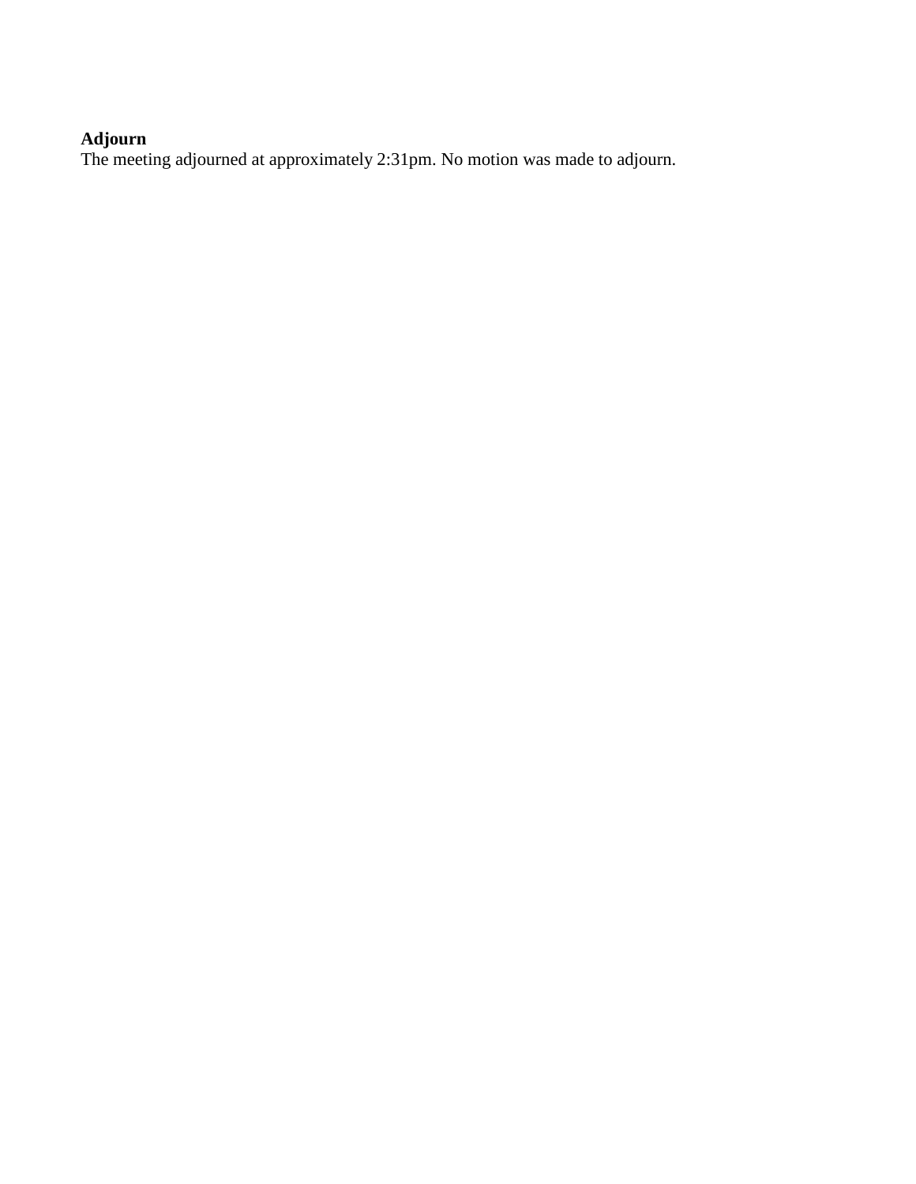**Adjourn**
The meeting adjourned at approximately 2:31pm. No motion was made to adjourn.